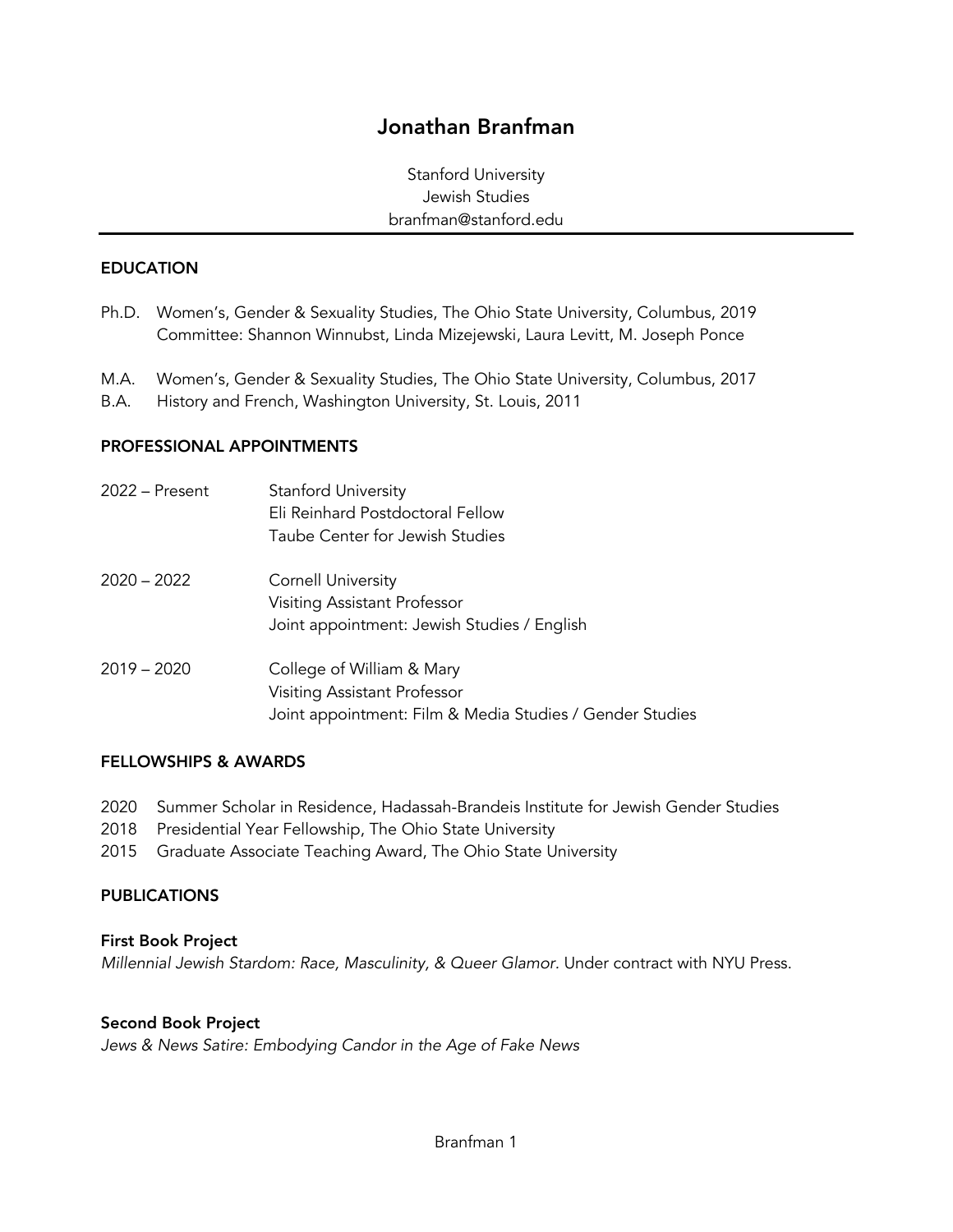# Jonathan Branfman

Stanford University
Jewish Studies
branfman@stanford.edu

## EDUCATION

Ph.D. Women's, Gender & Sexuality Studies, The Ohio State University, Columbus, 2019
Committee: Shannon Winnubst, Linda Mizejewski, Laura Levitt, M. Joseph Ponce

M.A. Women's, Gender & Sexuality Studies, The Ohio State University, Columbus, 2017

B.A. History and French, Washington University, St. Louis, 2011

## PROFESSIONAL APPOINTMENTS

2022 – Present
Stanford University
Eli Reinhard Postdoctoral Fellow
Taube Center for Jewish Studies

2020 – 2022
Cornell University
Visiting Assistant Professor
Joint appointment: Jewish Studies / English

2019 – 2020
College of William & Mary
Visiting Assistant Professor
Joint appointment: Film & Media Studies / Gender Studies

## FELLOWSHIPS & AWARDS

2020 Summer Scholar in Residence, Hadassah-Brandeis Institute for Jewish Gender Studies

2018 Presidential Year Fellowship, The Ohio State University

2015 Graduate Associate Teaching Award, The Ohio State University

## PUBLICATIONS

### First Book Project

*Millennial Jewish Stardom: Race, Masculinity, & Queer Glamor*. Under contract with NYU Press.

### Second Book Project

*Jews & News Satire: Embodying Candor in the Age of Fake News*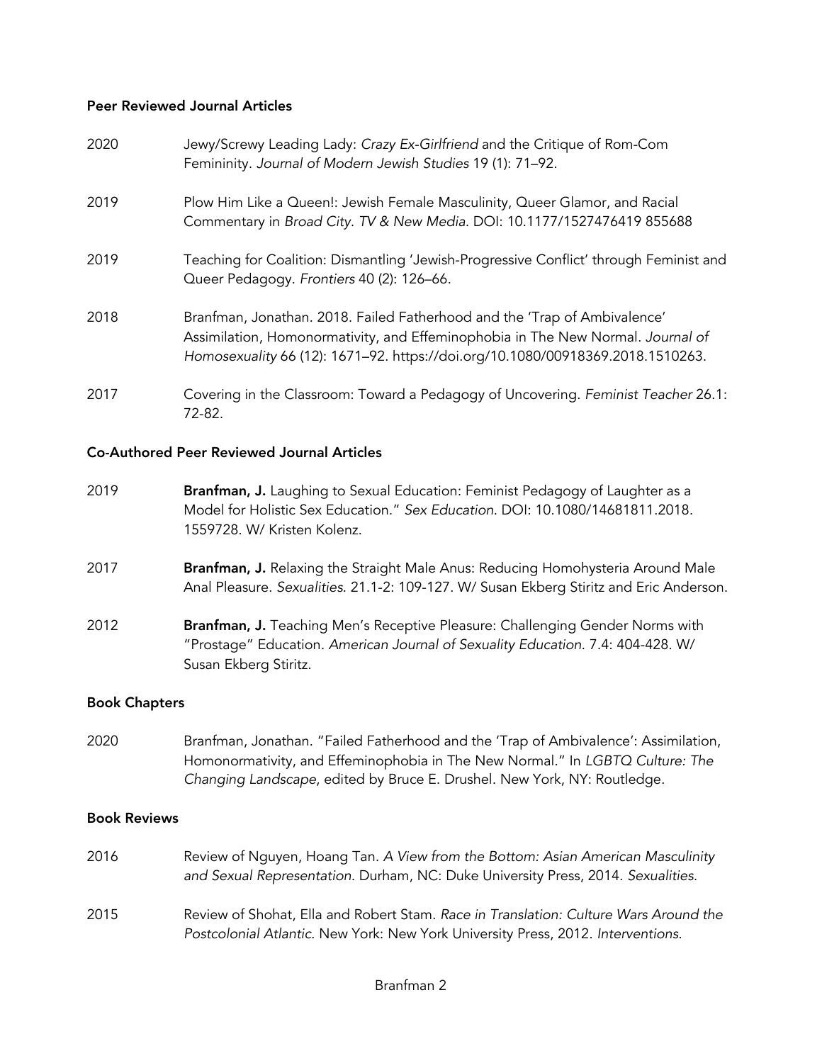**Peer Reviewed Journal Articles**

2020 Jewy/Screwy Leading Lady: *Crazy Ex-Girlfriend* and the Critique of Rom-Com Femininity. *Journal of Modern Jewish Studies* 19 (1): 71–92.

2019 Plow Him Like a Queen!: Jewish Female Masculinity, Queer Glamor, and Racial Commentary in *Broad City*. *TV & New Media*. DOI: 10.1177/1527476419 855688

2019 Teaching for Coalition: Dismantling 'Jewish-Progressive Conflict' through Feminist and Queer Pedagogy. *Frontiers* 40 (2): 126–66.

2018 Branfman, Jonathan. 2018. Failed Fatherhood and the 'Trap of Ambivalence' Assimilation, Homonormativity, and Effeminophobia in The New Normal. *Journal of Homosexuality* 66 (12): 1671–92. https://doi.org/10.1080/00918369.2018.1510263.

2017 Covering in the Classroom: Toward a Pedagogy of Uncovering. *Feminist Teacher* 26.1: 72-82.

**Co-Authored Peer Reviewed Journal Articles**

2019 **Branfman, J.** Laughing to Sexual Education: Feminist Pedagogy of Laughter as a Model for Holistic Sex Education." *Sex Education*. DOI: 10.1080/14681811.2018. 1559728. W/ Kristen Kolenz.

2017 **Branfman, J.** Relaxing the Straight Male Anus: Reducing Homohysteria Around Male Anal Pleasure. *Sexualities*. 21.1-2: 109-127. W/ Susan Ekberg Stiritz and Eric Anderson.

2012 **Branfman, J.** Teaching Men's Receptive Pleasure: Challenging Gender Norms with "Prostage" Education. *American Journal of Sexuality Education*. 7.4: 404-428. W/ Susan Ekberg Stiritz.

**Book Chapters**

2020 Branfman, Jonathan. "Failed Fatherhood and the 'Trap of Ambivalence': Assimilation, Homonormativity, and Effeminophobia in The New Normal." In *LGBTQ Culture: The Changing Landscape*, edited by Bruce E. Drushel. New York, NY: Routledge.

**Book Reviews**

2016 Review of Nguyen, Hoang Tan. *A View from the Bottom: Asian American Masculinity and Sexual Representation*. Durham, NC: Duke University Press, 2014. *Sexualities*.

2015 Review of Shohat, Ella and Robert Stam. *Race in Translation: Culture Wars Around the Postcolonial Atlantic*. New York: New York University Press, 2012. *Interventions*.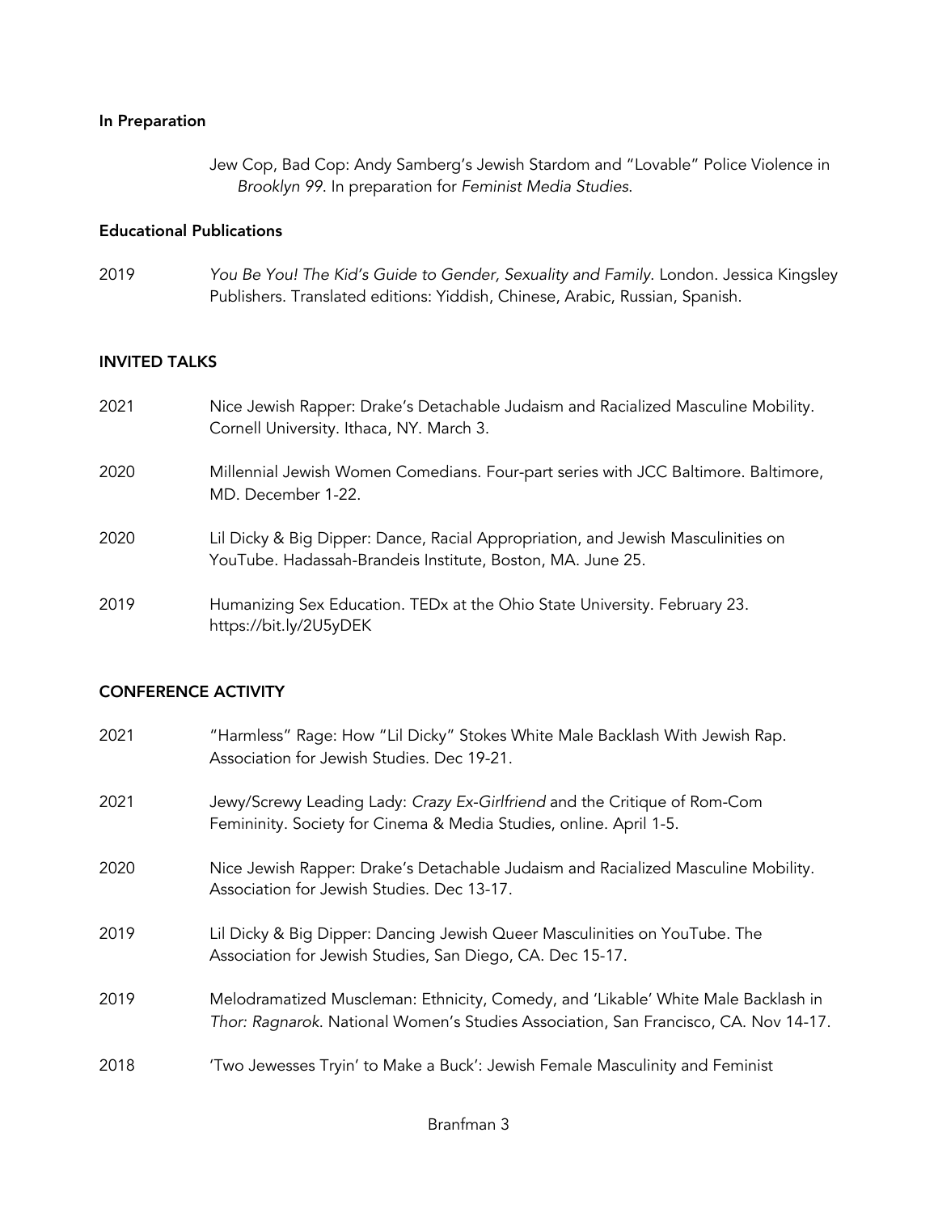### In Preparation

Jew Cop, Bad Cop: Andy Samberg's Jewish Stardom and "Lovable" Police Violence in *Brooklyn 99*. In preparation for *Feminist Media Studies*.

### Educational Publications

2019 *You Be You! The Kid's Guide to Gender, Sexuality and Family*. London. Jessica Kingsley Publishers. Translated editions: Yiddish, Chinese, Arabic, Russian, Spanish.

## INVITED TALKS

2021 Nice Jewish Rapper: Drake's Detachable Judaism and Racialized Masculine Mobility. Cornell University. Ithaca, NY. March 3.

2020 Millennial Jewish Women Comedians. Four-part series with JCC Baltimore. Baltimore, MD. December 1-22.

2020 Lil Dicky & Big Dipper: Dance, Racial Appropriation, and Jewish Masculinities on YouTube. Hadassah-Brandeis Institute, Boston, MA. June 25.

2019 Humanizing Sex Education. TEDx at the Ohio State University. February 23. https://bit.ly/2U5yDEK

## CONFERENCE ACTIVITY

2021 "Harmless" Rage: How "Lil Dicky" Stokes White Male Backlash With Jewish Rap. Association for Jewish Studies. Dec 19-21.

2021 Jewy/Screwy Leading Lady: *Crazy Ex-Girlfriend* and the Critique of Rom-Com Femininity. Society for Cinema & Media Studies, online. April 1-5.

2020 Nice Jewish Rapper: Drake's Detachable Judaism and Racialized Masculine Mobility. Association for Jewish Studies. Dec 13-17.

2019 Lil Dicky & Big Dipper: Dancing Jewish Queer Masculinities on YouTube. The Association for Jewish Studies, San Diego, CA. Dec 15-17.

2019 Melodramatized Muscleman: Ethnicity, Comedy, and 'Likable' White Male Backlash in *Thor: Ragnarok*. National Women's Studies Association, San Francisco, CA. Nov 14-17.

2018 'Two Jewesses Tryin' to Make a Buck': Jewish Female Masculinity and Feminist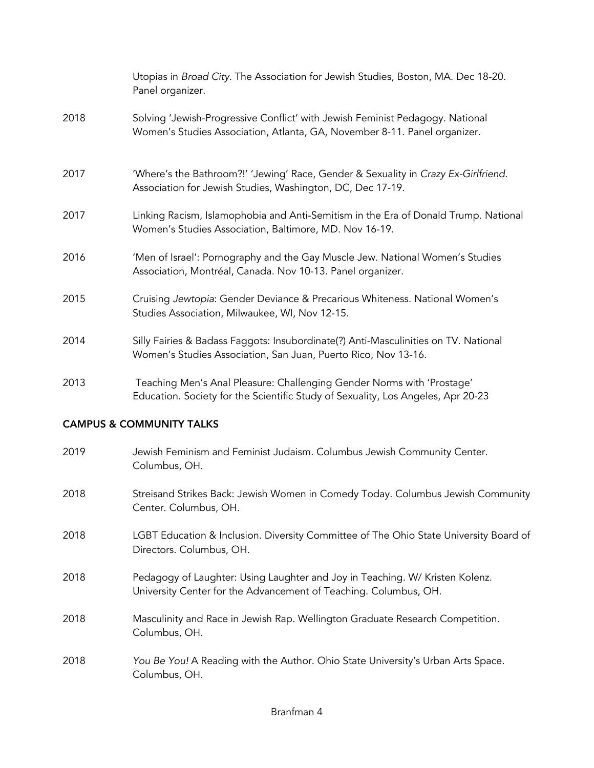Utopias in *Broad City*. The Association for Jewish Studies, Boston, MA. Dec 18-20. Panel organizer.

2018 Solving 'Jewish-Progressive Conflict' with Jewish Feminist Pedagogy. National Women's Studies Association, Atlanta, GA, November 8-11. Panel organizer.

2017 'Where's the Bathroom?!' 'Jewing' Race, Gender & Sexuality in *Crazy Ex-Girlfriend*. Association for Jewish Studies, Washington, DC, Dec 17-19.

2017 Linking Racism, Islamophobia and Anti-Semitism in the Era of Donald Trump. National Women's Studies Association, Baltimore, MD. Nov 16-19.

2016 'Men of Israel': Pornography and the Gay Muscle Jew. National Women's Studies Association, Montréal, Canada. Nov 10-13. Panel organizer.

2015 Cruising *Jewtopia*: Gender Deviance & Precarious Whiteness. National Women's Studies Association, Milwaukee, WI, Nov 12-15.

2014 Silly Fairies & Badass Faggots: Insubordinate(?) Anti-Masculinities on TV. National Women's Studies Association, San Juan, Puerto Rico, Nov 13-16.

2013 Teaching Men's Anal Pleasure: Challenging Gender Norms with 'Prostage' Education. Society for the Scientific Study of Sexuality, Los Angeles, Apr 20-23

## CAMPUS & COMMUNITY TALKS

2019 Jewish Feminism and Feminist Judaism. Columbus Jewish Community Center. Columbus, OH.

2018 Streisand Strikes Back: Jewish Women in Comedy Today. Columbus Jewish Community Center. Columbus, OH.

2018 LGBT Education & Inclusion. Diversity Committee of The Ohio State University Board of Directors. Columbus, OH.

2018 Pedagogy of Laughter: Using Laughter and Joy in Teaching. W/ Kristen Kolenz. University Center for the Advancement of Teaching. Columbus, OH.

2018 Masculinity and Race in Jewish Rap. Wellington Graduate Research Competition. Columbus, OH.

2018 *You Be You!* A Reading with the Author. Ohio State University's Urban Arts Space. Columbus, OH.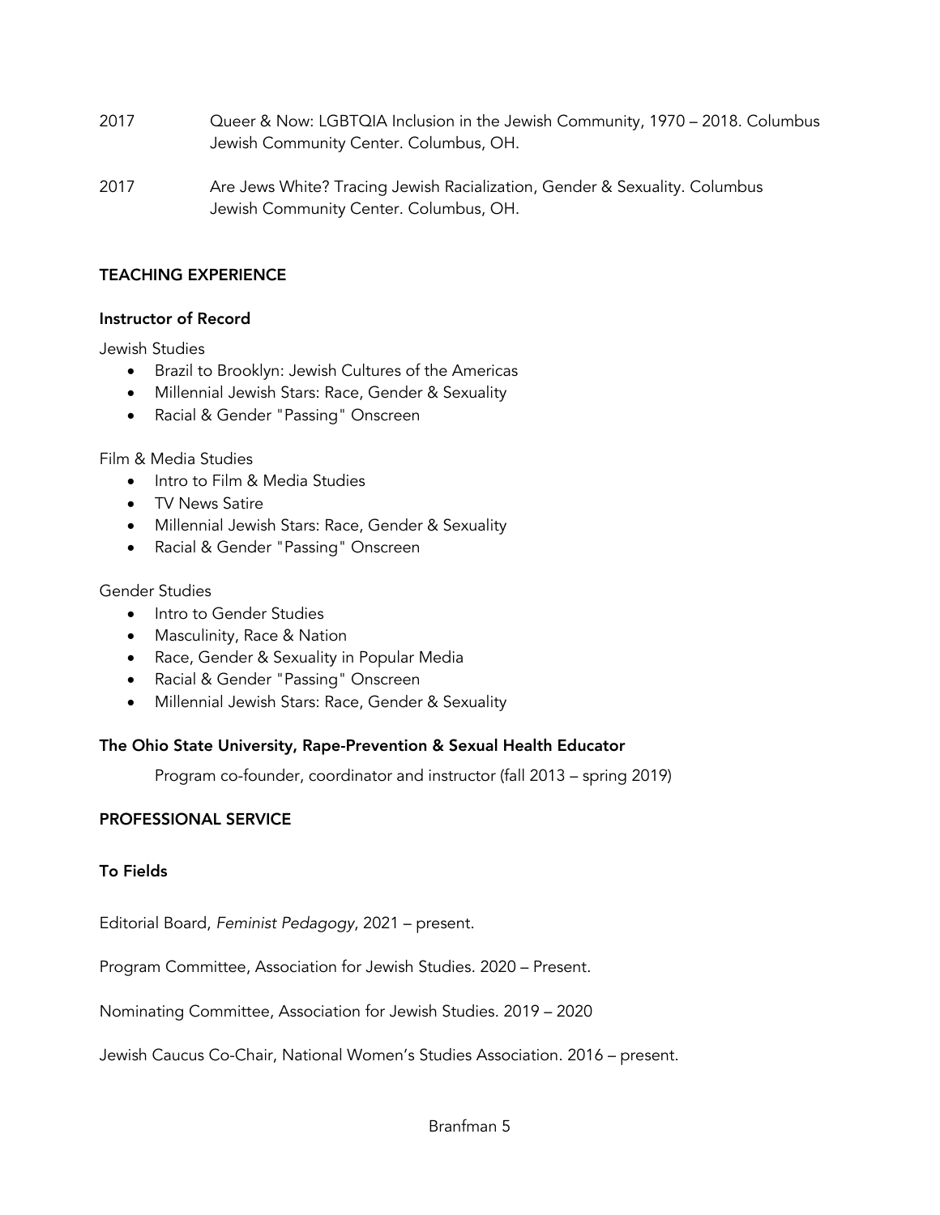2017 Queer & Now: LGBTQIA Inclusion in the Jewish Community, 1970 – 2018. Columbus Jewish Community Center. Columbus, OH.

2017 Are Jews White? Tracing Jewish Racialization, Gender & Sexuality. Columbus Jewish Community Center. Columbus, OH.

## TEACHING EXPERIENCE

### Instructor of Record

Jewish Studies

- Brazil to Brooklyn: Jewish Cultures of the Americas
- Millennial Jewish Stars: Race, Gender & Sexuality
- Racial & Gender "Passing" Onscreen

Film & Media Studies

- Intro to Film & Media Studies
- TV News Satire
- Millennial Jewish Stars: Race, Gender & Sexuality
- Racial & Gender "Passing" Onscreen

Gender Studies

- Intro to Gender Studies
- Masculinity, Race & Nation
- Race, Gender & Sexuality in Popular Media
- Racial & Gender "Passing" Onscreen
- Millennial Jewish Stars: Race, Gender & Sexuality

### The Ohio State University, Rape-Prevention & Sexual Health Educator

Program co-founder, coordinator and instructor (fall 2013 – spring 2019)

## PROFESSIONAL SERVICE

### To Fields

Editorial Board, *Feminist Pedagogy*, 2021 – present.

Program Committee, Association for Jewish Studies. 2020 – Present.

Nominating Committee, Association for Jewish Studies. 2019 – 2020

Jewish Caucus Co-Chair, National Women's Studies Association. 2016 – present.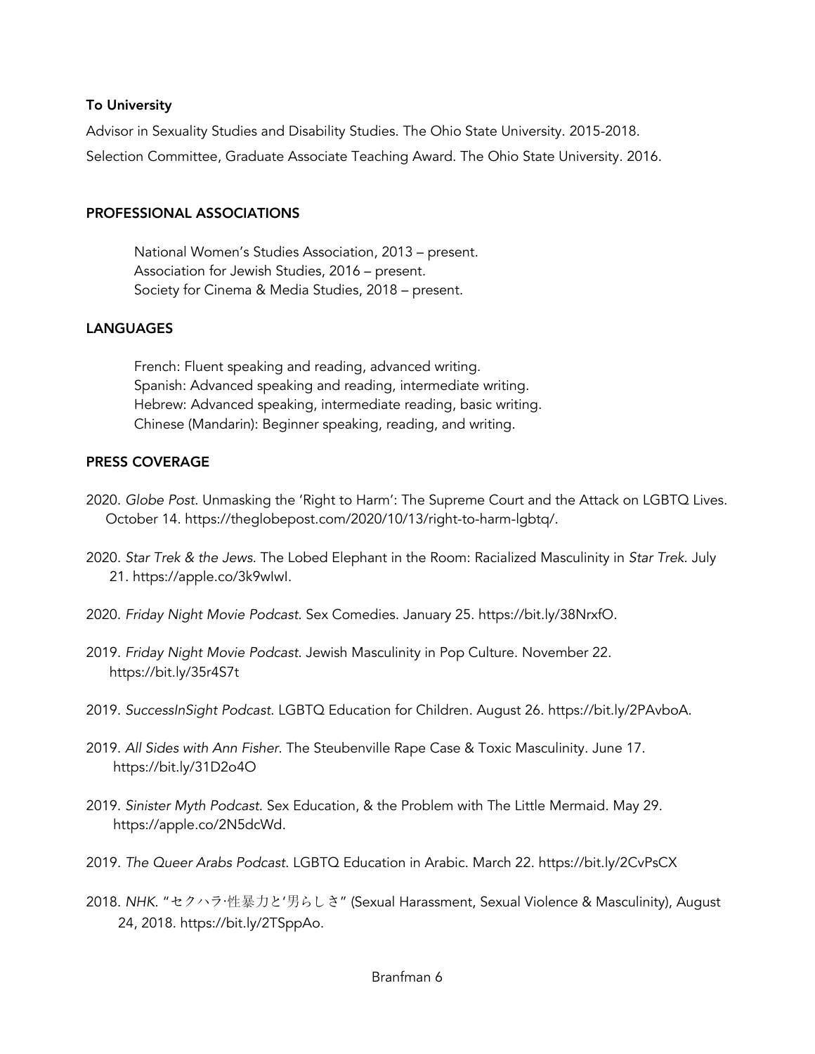### To University

Advisor in Sexuality Studies and Disability Studies. The Ohio State University. 2015-2018.

Selection Committee, Graduate Associate Teaching Award. The Ohio State University. 2016.

## PROFESSIONAL ASSOCIATIONS

National Women's Studies Association, 2013 – present.
Association for Jewish Studies, 2016 – present.
Society for Cinema & Media Studies, 2018 – present.

## LANGUAGES

French: Fluent speaking and reading, advanced writing.
Spanish: Advanced speaking and reading, intermediate writing.
Hebrew: Advanced speaking, intermediate reading, basic writing.
Chinese (Mandarin): Beginner speaking, reading, and writing.

## PRESS COVERAGE

2020. *Globe Post*. Unmasking the 'Right to Harm': The Supreme Court and the Attack on LGBTQ Lives. October 14. https://theglobepost.com/2020/10/13/right-to-harm-lgbtq/.

2020. *Star Trek & the Jews*. The Lobed Elephant in the Room: Racialized Masculinity in *Star Trek*. July 21. https://apple.co/3k9wlwI.

2020. *Friday Night Movie Podcast*. Sex Comedies. January 25. https://bit.ly/38NrxfO.

2019. *Friday Night Movie Podcast*. Jewish Masculinity in Pop Culture. November 22. https://bit.ly/35r4S7t

2019. *SuccessInSight Podcast*. LGBTQ Education for Children. August 26. https://bit.ly/2PAvboA.

2019. *All Sides with Ann Fisher*. The Steubenville Rape Case & Toxic Masculinity. June 17. https://bit.ly/31D2o4O

2019. *Sinister Myth Podcast*. Sex Education, & the Problem with The Little Mermaid. May 29. https://apple.co/2N5dcWd.

2019. *The Queer Arabs Podcast*. LGBTQ Education in Arabic. March 22. https://bit.ly/2CvPsCX

2018. *NHK*. "セクハラ·性暴力と'男らしさ" (Sexual Harassment, Sexual Violence & Masculinity), August 24, 2018. https://bit.ly/2TSppAo.